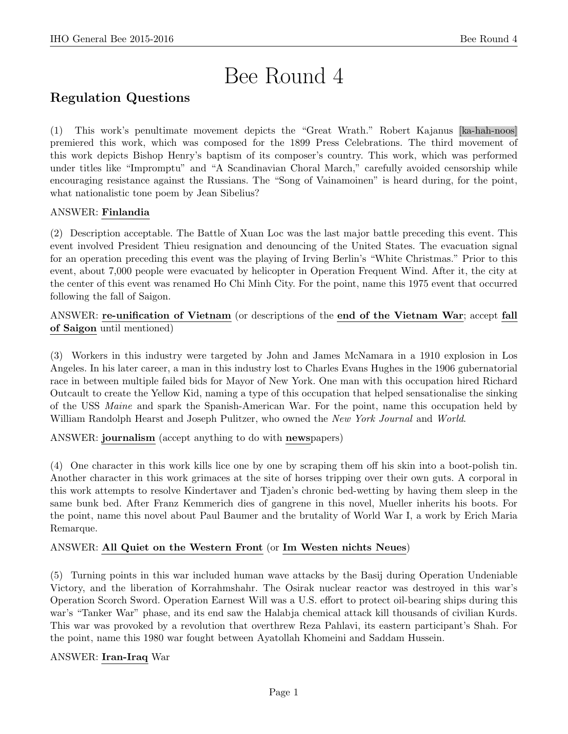# Bee Round 4

## Regulation Questions

(1) This work's penultimate movement depicts the "Great Wrath." Robert Kajanus [ka-hah-noos] premiered this work, which was composed for the 1899 Press Celebrations. The third movement of this work depicts Bishop Henry's baptism of its composer's country. This work, which was performed under titles like "Impromptu" and "A Scandinavian Choral March," carefully avoided censorship while encouraging resistance against the Russians. The "Song of Vainamoinen" is heard during, for the point, what nationalistic tone poem by Jean Sibelius?

ANSWER: **Finlandia**

(2) Description acceptable. The Battle of Xuan Loc was the last major battle preceding this event. This event involved President Thieu resignation and denouncing of the United States. The evacuation signal for an operation preceding this event was the playing of Irving Berlin's "White Christmas." Prior to this event, about 7,000 people were evacuated by helicopter in Operation Frequent Wind. After it, the city at the center of this event was renamed Ho Chi Minh City. For the point, name this 1975 event that occurred following the fall of Saigon.

ANSWER: **re-unification of Vietnam** (or descriptions of the **end of the Vietnam War**; accept **fall of Saigon** until mentioned)

(3) Workers in this industry were targeted by John and James McNamara in a 1910 explosion in Los Angeles. In his later career, a man in this industry lost to Charles Evans Hughes in the 1906 gubernatorial race in between multiple failed bids for Mayor of New York. One man with this occupation hired Richard Outcault to create the Yellow Kid, naming a type of this occupation that helped sensationalise the sinking of the USS *Maine* and spark the Spanish-American War. For the point, name this occupation held by William Randolph Hearst and Joseph Pulitzer, who owned the *New York Journal* and *World*.

ANSWER: **journalism** (accept anything to do with **news**papers)

(4) One character in this work kills lice one by one by scraping them off his skin into a boot-polish tin. Another character in this work grimaces at the site of horses tripping over their own guts. A corporal in this work attempts to resolve Kindertaver and Tjaden's chronic bed-wetting by having them sleep in the same bunk bed. After Franz Kemmerich dies of gangrene in this novel, Mueller inherits his boots. For the point, name this novel about Paul Baumer and the brutality of World War I, a work by Erich Maria Remarque.

ANSWER: **All Quiet on the Western Front** (or **Im Westen nichts Neues**)

(5) Turning points in this war included human wave attacks by the Basij during Operation Undeniable Victory, and the liberation of Korrahmshahr. The Osirak nuclear reactor was destroyed in this war's Operation Scorch Sword. Operation Earnest Will was a U.S. effort to protect oil-bearing ships during this war's "Tanker War" phase, and its end saw the Halabja chemical attack kill thousands of civilian Kurds. This war was provoked by a revolution that overthrew Reza Pahlavi, its eastern participant's Shah. For the point, name this 1980 war fought between Ayatollah Khomeini and Saddam Hussein.

ANSWER: **Iran-Iraq** War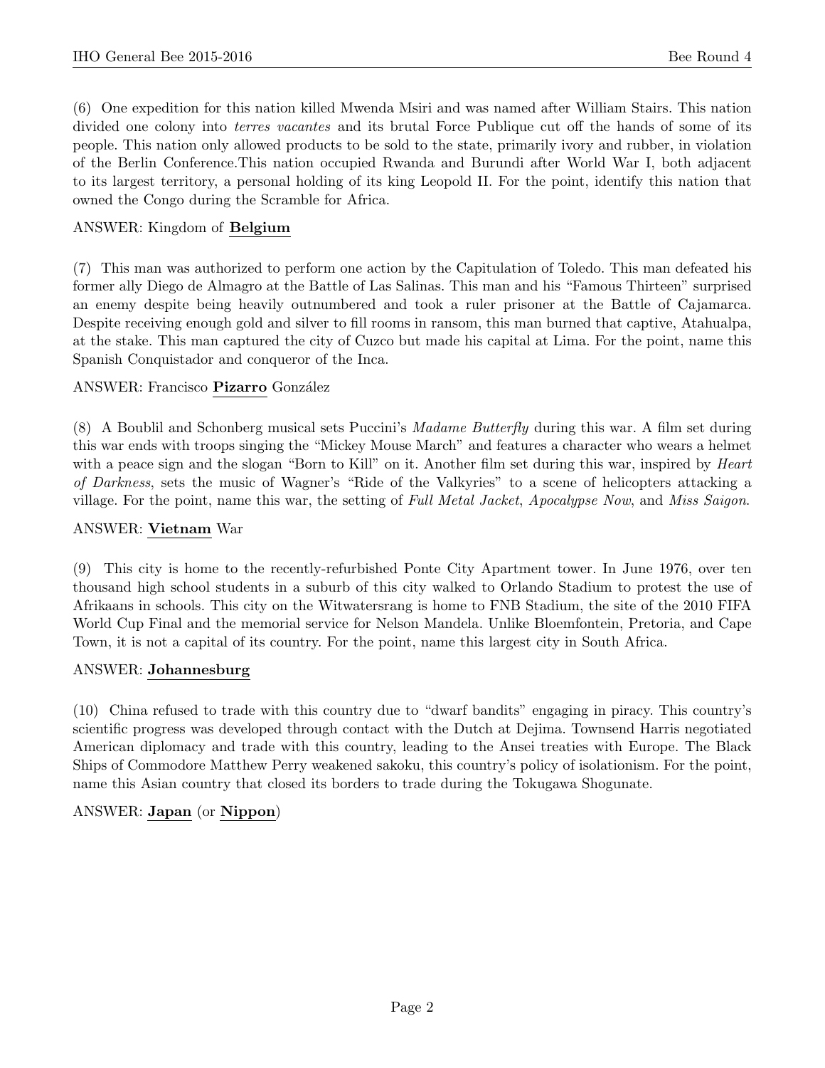(6) One expedition for this nation killed Mwenda Msiri and was named after William Stairs. This nation divided one colony into *terres vacantes* and its brutal Force Publique cut off the hands of some of its people. This nation only allowed products to be sold to the state, primarily ivory and rubber, in violation of the Berlin Conference.This nation occupied Rwanda and Burundi after World War I, both adjacent to its largest territory, a personal holding of its king Leopold II. For the point, identify this nation that owned the Congo during the Scramble for Africa.

ANSWER: Kingdom of **Belgium**

(7) This man was authorized to perform one action by the Capitulation of Toledo. This man defeated his former ally Diego de Almagro at the Battle of Las Salinas. This man and his "Famous Thirteen" surprised an enemy despite being heavily outnumbered and took a ruler prisoner at the Battle of Cajamarca. Despite receiving enough gold and silver to fill rooms in ransom, this man burned that captive, Atahualpa, at the stake. This man captured the city of Cuzco but made his capital at Lima. For the point, name this Spanish Conquistador and conqueror of the Inca.

ANSWER: Francisco **Pizarro** González

(8) A Boublil and Schonberg musical sets Puccini's *Madame Butterfly* during this war. A film set during this war ends with troops singing the "Mickey Mouse March" and features a character who wears a helmet with a peace sign and the slogan "Born to Kill" on it. Another film set during this war, inspired by *Heart of Darkness*, sets the music of Wagner's "Ride of the Valkyries" to a scene of helicopters attacking a village. For the point, name this war, the setting of *Full Metal Jacket*, *Apocalypse Now*, and *Miss Saigon*.

ANSWER: **Vietnam** War

(9) This city is home to the recently-refurbished Ponte City Apartment tower. In June 1976, over ten thousand high school students in a suburb of this city walked to Orlando Stadium to protest the use of Afrikaans in schools. This city on the Witwatersrang is home to FNB Stadium, the site of the 2010 FIFA World Cup Final and the memorial service for Nelson Mandela. Unlike Bloemfontein, Pretoria, and Cape Town, it is not a capital of its country. For the point, name this largest city in South Africa.

ANSWER: **Johannesburg**

(10) China refused to trade with this country due to "dwarf bandits" engaging in piracy. This country's scientific progress was developed through contact with the Dutch at Dejima. Townsend Harris negotiated American diplomacy and trade with this country, leading to the Ansei treaties with Europe. The Black Ships of Commodore Matthew Perry weakened sakoku, this country's policy of isolationism. For the point, name this Asian country that closed its borders to trade during the Tokugawa Shogunate.

ANSWER: **Japan** (or **Nippon**)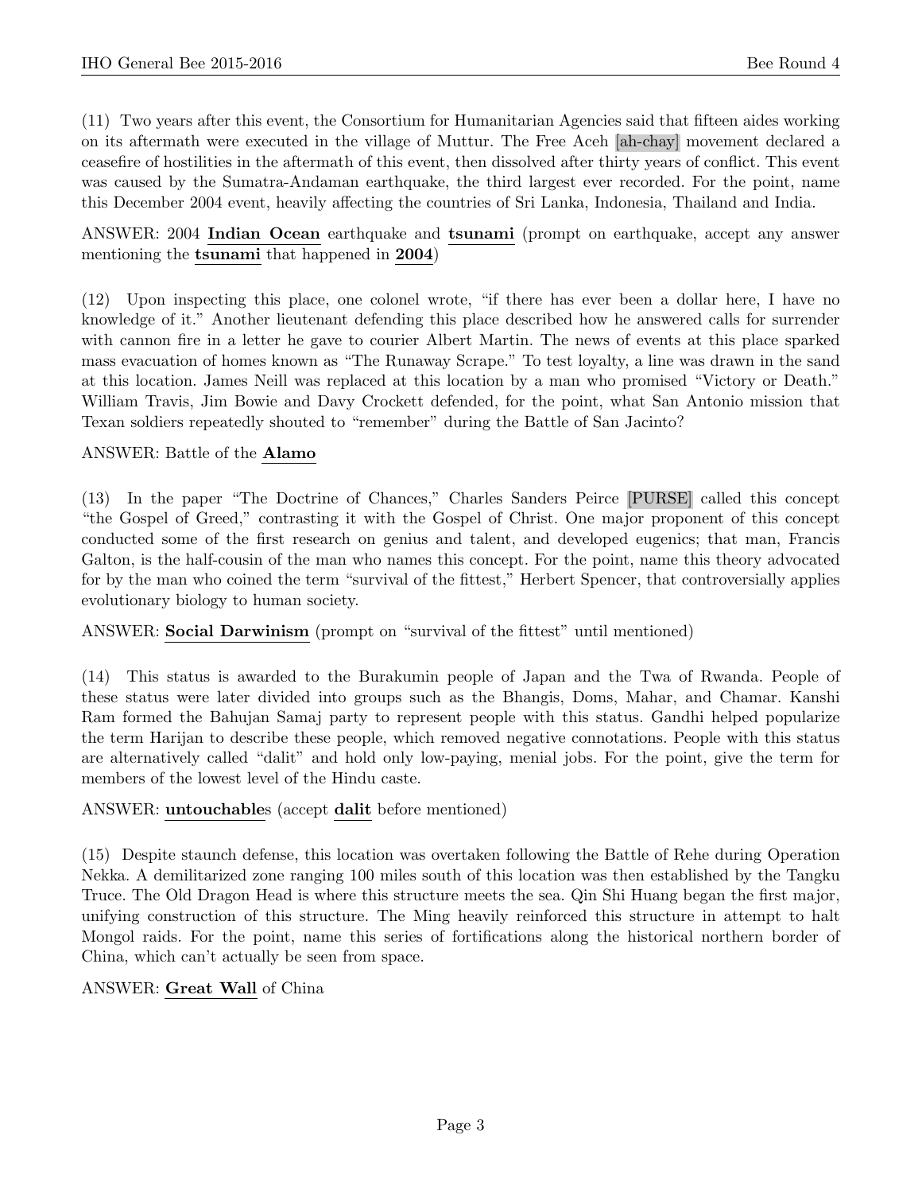(11) Two years after this event, the Consortium for Humanitarian Agencies said that fifteen aides working on its aftermath were executed in the village of Muttur. The Free Aceh [ah-chay] movement declared a ceasefire of hostilities in the aftermath of this event, then dissolved after thirty years of conflict. This event was caused by the Sumatra-Andaman earthquake, the third largest ever recorded. For the point, name this December 2004 event, heavily affecting the countries of Sri Lanka, Indonesia, Thailand and India.

ANSWER: 2004 **Indian Ocean** earthquake and **tsunami** (prompt on earthquake, accept any answer mentioning the **tsunami** that happened in **2004**)

(12) Upon inspecting this place, one colonel wrote, "if there has ever been a dollar here, I have no knowledge of it." Another lieutenant defending this place described how he answered calls for surrender with cannon fire in a letter he gave to courier Albert Martin. The news of events at this place sparked mass evacuation of homes known as "The Runaway Scrape." To test loyalty, a line was drawn in the sand at this location. James Neill was replaced at this location by a man who promised "Victory or Death." William Travis, Jim Bowie and Davy Crockett defended, for the point, what San Antonio mission that Texan soldiers repeatedly shouted to "remember" during the Battle of San Jacinto?

ANSWER: Battle of the **Alamo**

(13) In the paper "The Doctrine of Chances," Charles Sanders Peirce [PURSE] called this concept "the Gospel of Greed," contrasting it with the Gospel of Christ. One major proponent of this concept conducted some of the first research on genius and talent, and developed eugenics; that man, Francis Galton, is the half-cousin of the man who names this concept. For the point, name this theory advocated for by the man who coined the term "survival of the fittest," Herbert Spencer, that controversially applies evolutionary biology to human society.

ANSWER: **Social Darwinism** (prompt on "survival of the fittest" until mentioned)

(14) This status is awarded to the Burakumin people of Japan and the Twa of Rwanda. People of these status were later divided into groups such as the Bhangis, Doms, Mahar, and Chamar. Kanshi Ram formed the Bahujan Samaj party to represent people with this status. Gandhi helped popularize the term Harijan to describe these people, which removed negative connotations. People with this status are alternatively called "dalit" and hold only low-paying, menial jobs. For the point, give the term for members of the lowest level of the Hindu caste.

ANSWER: **untouchable**s (accept **dalit** before mentioned)

(15) Despite staunch defense, this location was overtaken following the Battle of Rehe during Operation Nekka. A demilitarized zone ranging 100 miles south of this location was then established by the Tangku Truce. The Old Dragon Head is where this structure meets the sea. Qin Shi Huang began the first major, unifying construction of this structure. The Ming heavily reinforced this structure in attempt to halt Mongol raids. For the point, name this series of fortifications along the historical northern border of China, which can't actually be seen from space.

ANSWER: **Great Wall** of China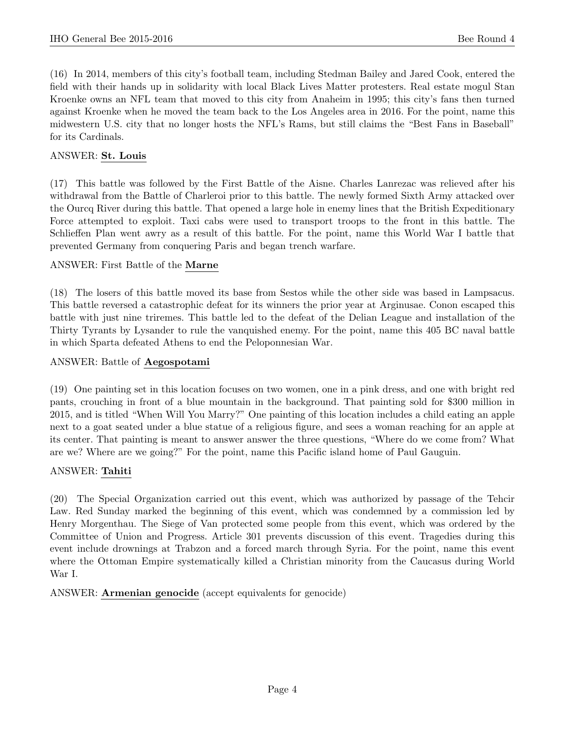(16) In 2014, members of this city's football team, including Stedman Bailey and Jared Cook, entered the field with their hands up in solidarity with local Black Lives Matter protesters. Real estate mogul Stan Kroenke owns an NFL team that moved to this city from Anaheim in 1995; this city's fans then turned against Kroenke when he moved the team back to the Los Angeles area in 2016. For the point, name this midwestern U.S. city that no longer hosts the NFL's Rams, but still claims the "Best Fans in Baseball" for its Cardinals.

ANSWER: **St. Louis**

(17) This battle was followed by the First Battle of the Aisne. Charles Lanrezac was relieved after his withdrawal from the Battle of Charleroi prior to this battle. The newly formed Sixth Army attacked over the Ourcq River during this battle. That opened a large hole in enemy lines that the British Expeditionary Force attempted to exploit. Taxi cabs were used to transport troops to the front in this battle. The Schlieffen Plan went awry as a result of this battle. For the point, name this World War I battle that prevented Germany from conquering Paris and began trench warfare.

ANSWER: First Battle of the **Marne**

(18) The losers of this battle moved its base from Sestos while the other side was based in Lampsacus. This battle reversed a catastrophic defeat for its winners the prior year at Arginusae. Conon escaped this battle with just nine triremes. This battle led to the defeat of the Delian League and installation of the Thirty Tyrants by Lysander to rule the vanquished enemy. For the point, name this 405 BC naval battle in which Sparta defeated Athens to end the Peloponnesian War.

ANSWER: Battle of **Aegospotami**

(19) One painting set in this location focuses on two women, one in a pink dress, and one with bright red pants, crouching in front of a blue mountain in the background. That painting sold for $300 million in 2015, and is titled "When Will You Marry?" One painting of this location includes a child eating an apple next to a goat seated under a blue statue of a religious figure, and sees a woman reaching for an apple at its center. That painting is meant to answer answer the three questions, "Where do we come from? What are we? Where are we going?" For the point, name this Pacific island home of Paul Gauguin.

ANSWER: **Tahiti**

(20) The Special Organization carried out this event, which was authorized by passage of the Tehcir Law. Red Sunday marked the beginning of this event, which was condemned by a commission led by Henry Morgenthau. The Siege of Van protected some people from this event, which was ordered by the Committee of Union and Progress. Article 301 prevents discussion of this event. Tragedies during this event include drownings at Trabzon and a forced march through Syria. For the point, name this event where the Ottoman Empire systematically killed a Christian minority from the Caucasus during World War I.

ANSWER: **Armenian genocide** (accept equivalents for genocide)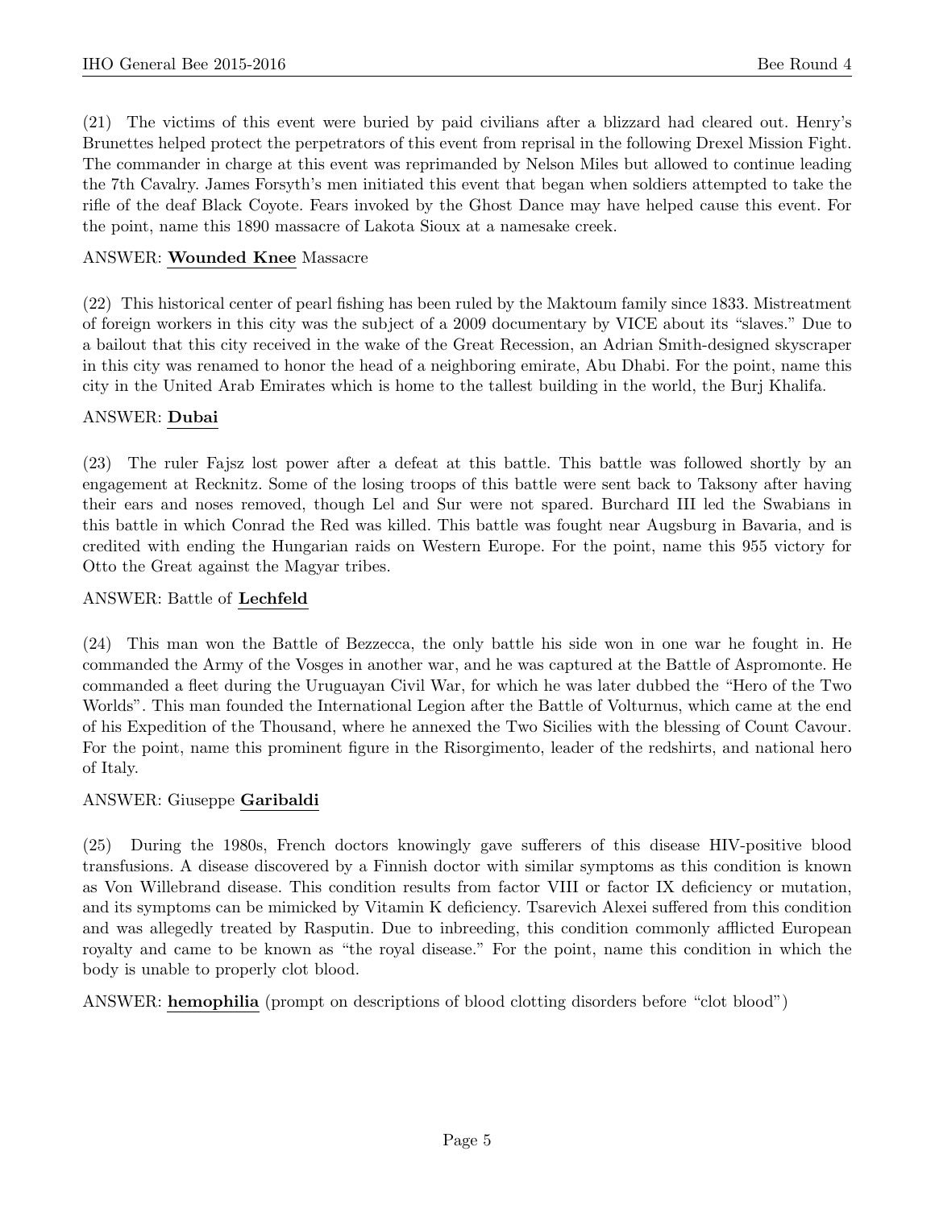(21) The victims of this event were buried by paid civilians after a blizzard had cleared out. Henry's Brunettes helped protect the perpetrators of this event from reprisal in the following Drexel Mission Fight. The commander in charge at this event was reprimanded by Nelson Miles but allowed to continue leading the 7th Cavalry. James Forsyth's men initiated this event that began when soldiers attempted to take the rifle of the deaf Black Coyote. Fears invoked by the Ghost Dance may have helped cause this event. For the point, name this 1890 massacre of Lakota Sioux at a namesake creek.

ANSWER: **Wounded Knee** Massacre

(22) This historical center of pearl fishing has been ruled by the Maktoum family since 1833. Mistreatment of foreign workers in this city was the subject of a 2009 documentary by VICE about its "slaves." Due to a bailout that this city received in the wake of the Great Recession, an Adrian Smith-designed skyscraper in this city was renamed to honor the head of a neighboring emirate, Abu Dhabi. For the point, name this city in the United Arab Emirates which is home to the tallest building in the world, the Burj Khalifa.

ANSWER: **Dubai**

(23) The ruler Fajsz lost power after a defeat at this battle. This battle was followed shortly by an engagement at Recknitz. Some of the losing troops of this battle were sent back to Taksony after having their ears and noses removed, though Lel and Sur were not spared. Burchard III led the Swabians in this battle in which Conrad the Red was killed. This battle was fought near Augsburg in Bavaria, and is credited with ending the Hungarian raids on Western Europe. For the point, name this 955 victory for Otto the Great against the Magyar tribes.

ANSWER: Battle of **Lechfeld**

(24) This man won the Battle of Bezzecca, the only battle his side won in one war he fought in. He commanded the Army of the Vosges in another war, and he was captured at the Battle of Aspromonte. He commanded a fleet during the Uruguayan Civil War, for which he was later dubbed the "Hero of the Two Worlds". This man founded the International Legion after the Battle of Volturnus, which came at the end of his Expedition of the Thousand, where he annexed the Two Sicilies with the blessing of Count Cavour. For the point, name this prominent figure in the Risorgimento, leader of the redshirts, and national hero of Italy.

ANSWER: Giuseppe **Garibaldi**

(25) During the 1980s, French doctors knowingly gave sufferers of this disease HIV-positive blood transfusions. A disease discovered by a Finnish doctor with similar symptoms as this condition is known as Von Willebrand disease. This condition results from factor VIII or factor IX deficiency or mutation, and its symptoms can be mimicked by Vitamin K deficiency. Tsarevich Alexei suffered from this condition and was allegedly treated by Rasputin. Due to inbreeding, this condition commonly afflicted European royalty and came to be known as "the royal disease." For the point, name this condition in which the body is unable to properly clot blood.

ANSWER: **hemophilia** (prompt on descriptions of blood clotting disorders before "clot blood")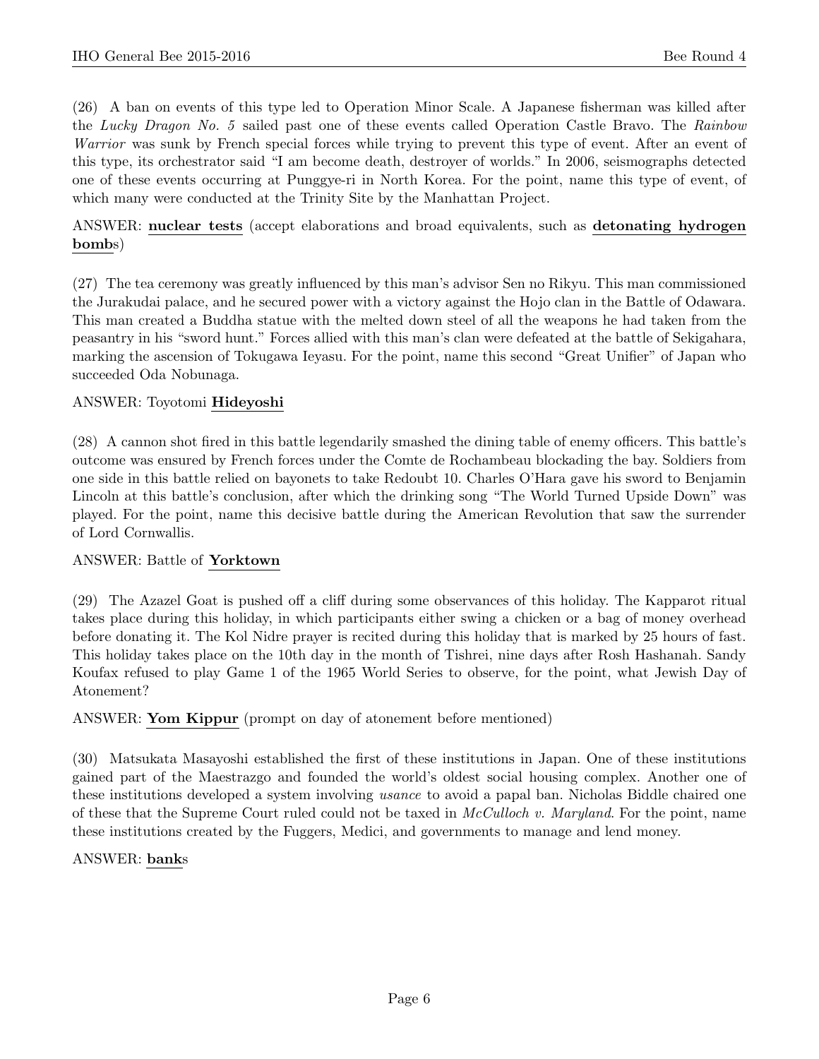(26) A ban on events of this type led to Operation Minor Scale. A Japanese fisherman was killed after the *Lucky Dragon No. 5* sailed past one of these events called Operation Castle Bravo. The *Rainbow Warrior* was sunk by French special forces while trying to prevent this type of event. After an event of this type, its orchestrator said "I am become death, destroyer of worlds." In 2006, seismographs detected one of these events occurring at Punggye-ri in North Korea. For the point, name this type of event, of which many were conducted at the Trinity Site by the Manhattan Project.

ANSWER: **nuclear tests** (accept elaborations and broad equivalents, such as **detonating hydrogen bomb**s)

(27) The tea ceremony was greatly influenced by this man's advisor Sen no Rikyu. This man commissioned the Jurakudai palace, and he secured power with a victory against the Hojo clan in the Battle of Odawara. This man created a Buddha statue with the melted down steel of all the weapons he had taken from the peasantry in his "sword hunt." Forces allied with this man's clan were defeated at the battle of Sekigahara, marking the ascension of Tokugawa Ieyasu. For the point, name this second "Great Unifier" of Japan who succeeded Oda Nobunaga.

ANSWER: Toyotomi **Hideyoshi**

(28) A cannon shot fired in this battle legendarily smashed the dining table of enemy officers. This battle's outcome was ensured by French forces under the Comte de Rochambeau blockading the bay. Soldiers from one side in this battle relied on bayonets to take Redoubt 10. Charles O'Hara gave his sword to Benjamin Lincoln at this battle's conclusion, after which the drinking song "The World Turned Upside Down" was played. For the point, name this decisive battle during the American Revolution that saw the surrender of Lord Cornwallis.

ANSWER: Battle of **Yorktown**

(29) The Azazel Goat is pushed off a cliff during some observances of this holiday. The Kapparot ritual takes place during this holiday, in which participants either swing a chicken or a bag of money overhead before donating it. The Kol Nidre prayer is recited during this holiday that is marked by 25 hours of fast. This holiday takes place on the 10th day in the month of Tishrei, nine days after Rosh Hashanah. Sandy Koufax refused to play Game 1 of the 1965 World Series to observe, for the point, what Jewish Day of Atonement?

ANSWER: **Yom Kippur** (prompt on day of atonement before mentioned)

(30) Matsukata Masayoshi established the first of these institutions in Japan. One of these institutions gained part of the Maestrazgo and founded the world's oldest social housing complex. Another one of these institutions developed a system involving *usance* to avoid a papal ban. Nicholas Biddle chaired one of these that the Supreme Court ruled could not be taxed in *McCulloch v. Maryland*. For the point, name these institutions created by the Fuggers, Medici, and governments to manage and lend money.

ANSWER: **bank**s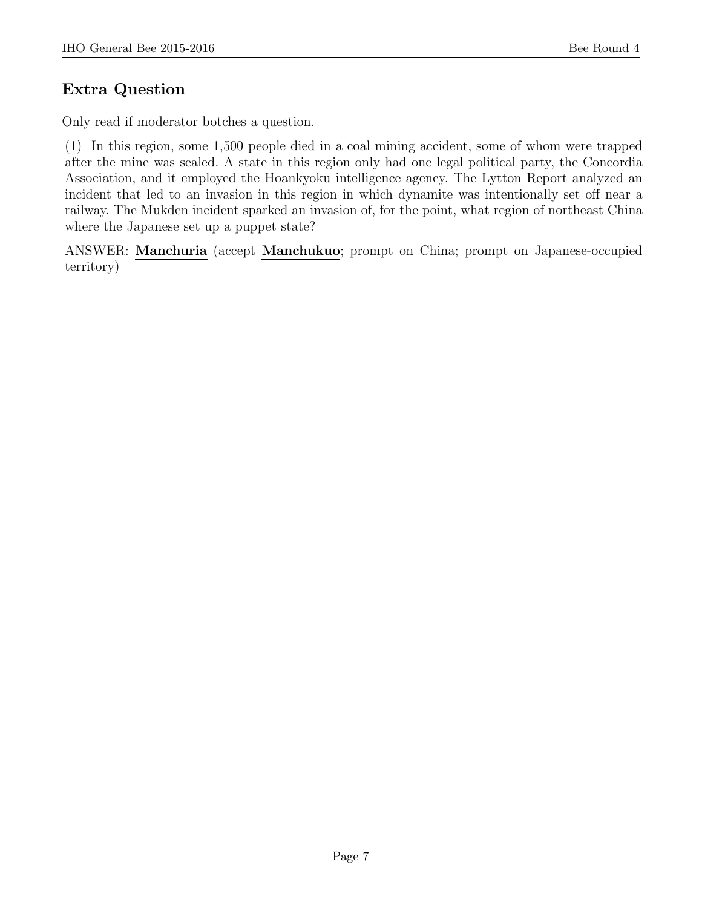## Extra Question

Only read if moderator botches a question.

(1) In this region, some 1,500 people died in a coal mining accident, some of whom were trapped after the mine was sealed. A state in this region only had one legal political party, the Concordia Association, and it employed the Hoankyoku intelligence agency. The Lytton Report analyzed an incident that led to an invasion in this region in which dynamite was intentionally set off near a railway. The Mukden incident sparked an invasion of, for the point, what region of northeast China where the Japanese set up a puppet state?

ANSWER: **Manchuria** (accept **Manchukuo**; prompt on China; prompt on Japanese-occupied territory)